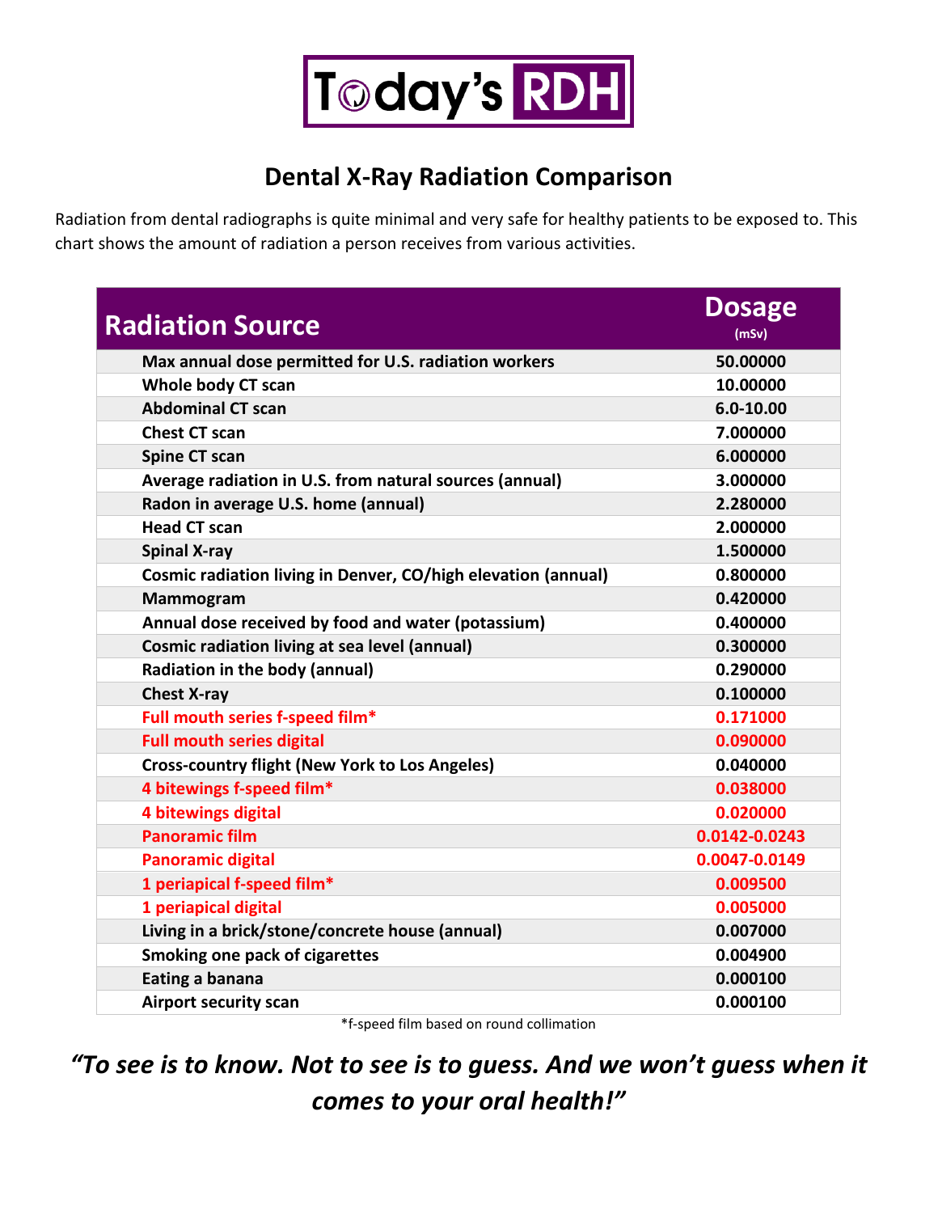Today's RDH

# Dental X-Ray Radiation Comparison

Radiation from dental radiographs is quite minimal and very safe for healthy patients to be exposed to. This chart shows the amount of radiation a person receives from various activities.

| Radiation Source | Dosage (mSv) |
|---|---|
| Max annual dose permitted for U.S. radiation workers | 50.00000 |
| Whole body CT scan | 10.00000 |
| Abdominal CT scan | 6.0-10.00 |
| Chest CT scan | 7.000000 |
| Spine CT scan | 6.000000 |
| Average radiation in U.S. from natural sources (annual) | 3.000000 |
| Radon in average U.S. home (annual) | 2.280000 |
| Head CT scan | 2.000000 |
| Spinal X-ray | 1.500000 |
| Cosmic radiation living in Denver, CO/high elevation (annual) | 0.800000 |
| Mammogram | 0.420000 |
| Annual dose received by food and water (potassium) | 0.400000 |
| Cosmic radiation living at sea level (annual) | 0.300000 |
| Radiation in the body (annual) | 0.290000 |
| Chest X-ray | 0.100000 |
| Full mouth series f-speed film* | 0.171000 |
| Full mouth series digital | 0.090000 |
| Cross-country flight (New York to Los Angeles) | 0.040000 |
| 4 bitewings f-speed film* | 0.038000 |
| 4 bitewings digital | 0.020000 |
| Panoramic film | 0.0142-0.0243 |
| Panoramic digital | 0.0047-0.0149 |
| 1 periapical f-speed film* | 0.009500 |
| 1 periapical digital | 0.005000 |
| Living in a brick/stone/concrete house (annual) | 0.007000 |
| Smoking one pack of cigarettes | 0.004900 |
| Eating a banana | 0.000100 |
| Airport security scan | 0.000100 |

*f-speed film based on round collimation

***"To see is to know. Not to see is to guess. And we won't guess when it comes to your oral health!"***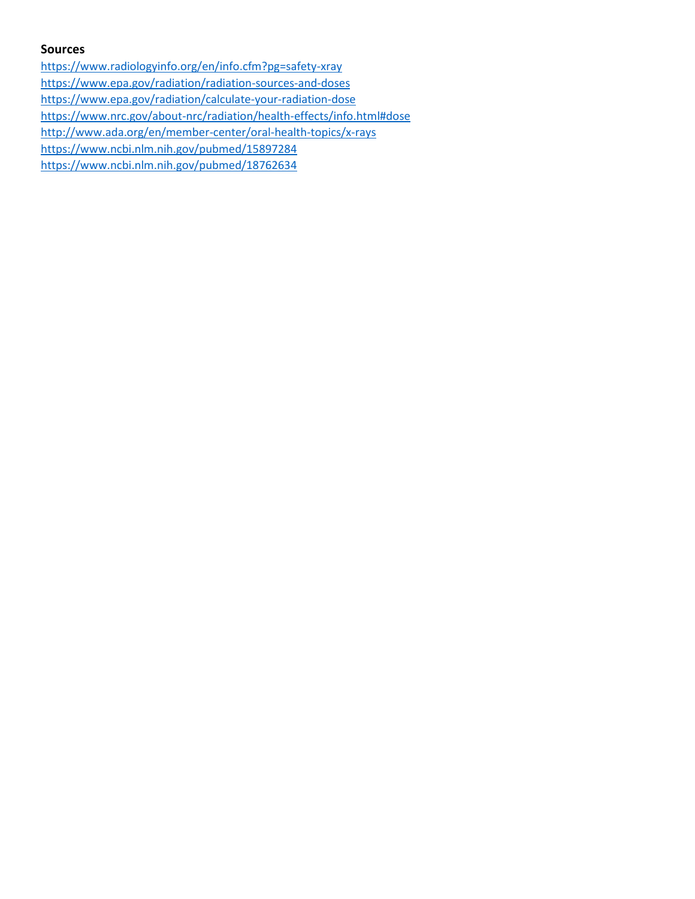**Sources**

https://www.radiologyinfo.org/en/info.cfm?pg=safety-xray
https://www.epa.gov/radiation/radiation-sources-and-doses
https://www.epa.gov/radiation/calculate-your-radiation-dose
https://www.nrc.gov/about-nrc/radiation/health-effects/info.html#dose
http://www.ada.org/en/member-center/oral-health-topics/x-rays
https://www.ncbi.nlm.nih.gov/pubmed/15897284
https://www.ncbi.nlm.nih.gov/pubmed/18762634